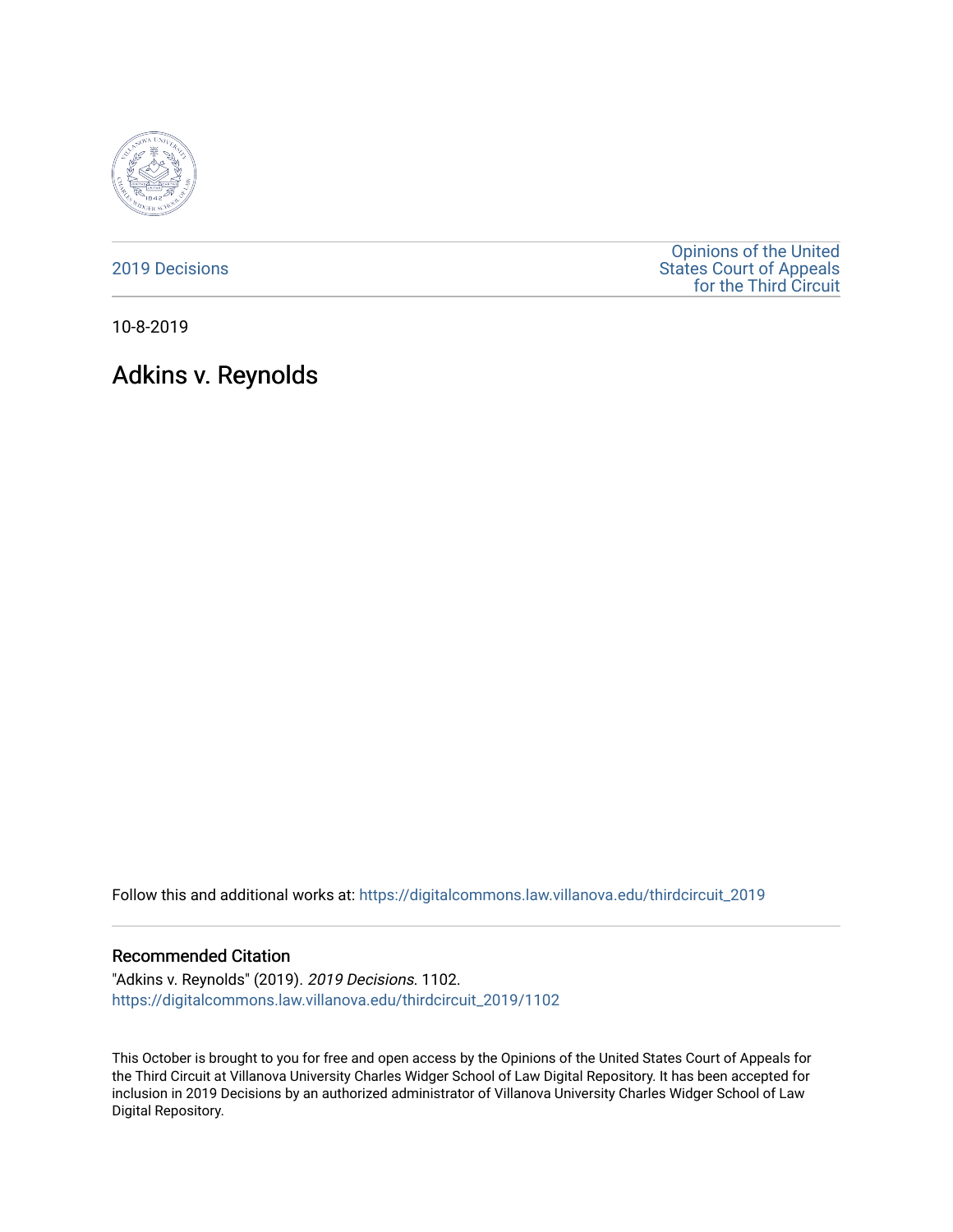2019 Decisions

Opinions of the United States Court of Appeals for the Third Circuit

10-8-2019

# Adkins v. Reynolds

Follow this and additional works at: https://digitalcommons.law.villanova.edu/thirdcircuit_2019

## Recommended Citation

"Adkins v. Reynolds" (2019). *2019 Decisions*. 1102.
https://digitalcommons.law.villanova.edu/thirdcircuit_2019/1102

This October is brought to you for free and open access by the Opinions of the United States Court of Appeals for the Third Circuit at Villanova University Charles Widger School of Law Digital Repository. It has been accepted for inclusion in 2019 Decisions by an authorized administrator of Villanova University Charles Widger School of Law Digital Repository.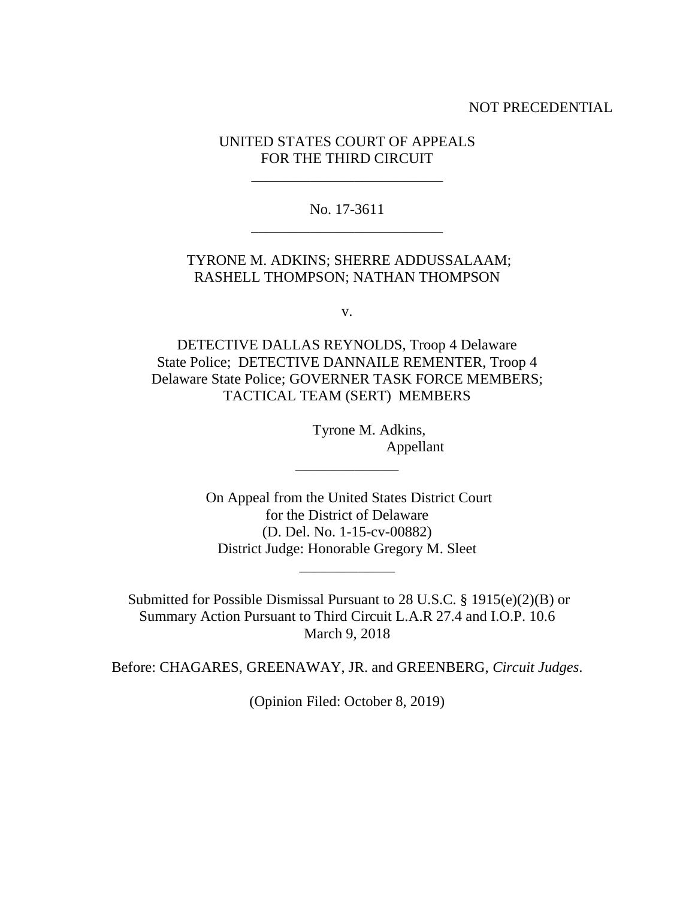NOT PRECEDENTIAL

UNITED STATES COURT OF APPEALS
FOR THE THIRD CIRCUIT

---

No. 17-3611

---

TYRONE M. ADKINS; SHERRE ADDUSSALAAM;
RASHELL THOMPSON; NATHAN THOMPSON

v.

DETECTIVE DALLAS REYNOLDS, Troop 4 Delaware
State Police; DETECTIVE DANNAILE REMENTER, Troop 4
Delaware State Police; GOVERNER TASK FORCE MEMBERS;
TACTICAL TEAM (SERT) MEMBERS

Tyrone M. Adkins,
Appellant

---

On Appeal from the United States District Court
for the District of Delaware
(D. Del. No. 1-15-cv-00882)
District Judge: Honorable Gregory M. Sleet

---

Submitted for Possible Dismissal Pursuant to 28 U.S.C. § 1915(e)(2)(B) or
Summary Action Pursuant to Third Circuit L.A.R 27.4 and I.O.P. 10.6
March 9, 2018

Before: CHAGARES, GREENAWAY, JR. and GREENBERG, *Circuit Judges*.

(Opinion Filed: October 8, 2019)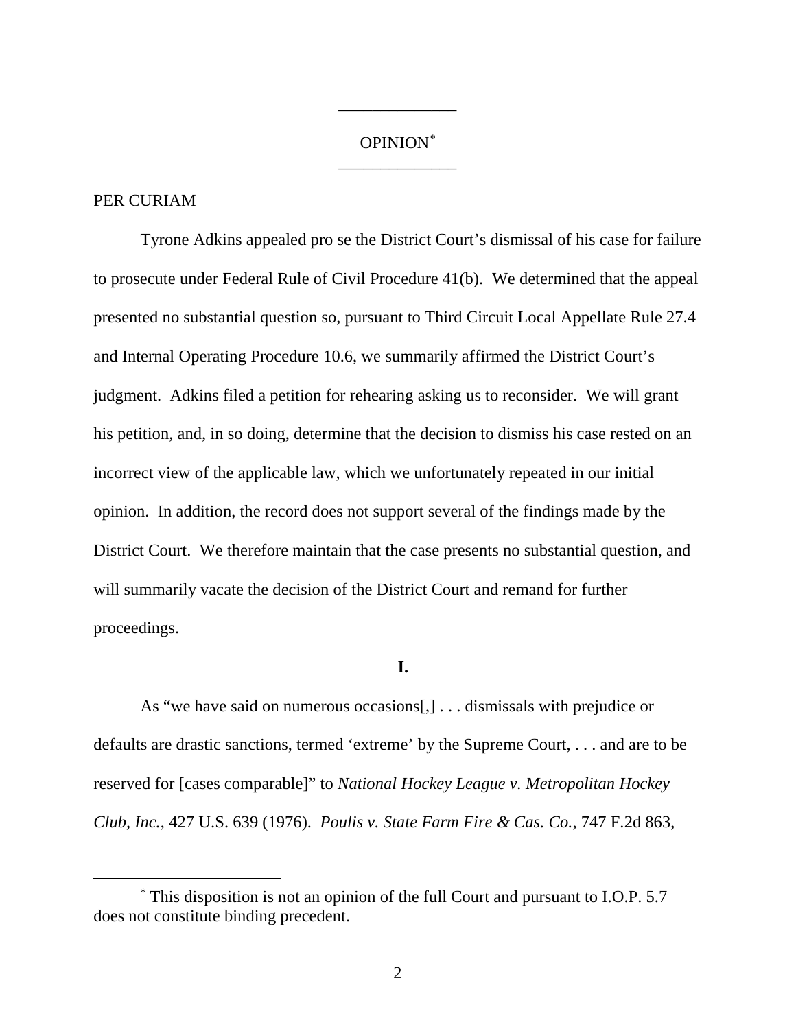OPINION*

PER CURIAM

Tyrone Adkins appealed pro se the District Court's dismissal of his case for failure to prosecute under Federal Rule of Civil Procedure 41(b). We determined that the appeal presented no substantial question so, pursuant to Third Circuit Local Appellate Rule 27.4 and Internal Operating Procedure 10.6, we summarily affirmed the District Court's judgment. Adkins filed a petition for rehearing asking us to reconsider. We will grant his petition, and, in so doing, determine that the decision to dismiss his case rested on an incorrect view of the applicable law, which we unfortunately repeated in our initial opinion. In addition, the record does not support several of the findings made by the District Court. We therefore maintain that the case presents no substantial question, and will summarily vacate the decision of the District Court and remand for further proceedings.

**I.**

As "we have said on numerous occasions[,] . . . dismissals with prejudice or defaults are drastic sanctions, termed 'extreme' by the Supreme Court, . . . and are to be reserved for [cases comparable]" to *National Hockey League v. Metropolitan Hockey Club, Inc.*, 427 U.S. 639 (1976). *Poulis v. State Farm Fire & Cas. Co.*, 747 F.2d 863,

---

* This disposition is not an opinion of the full Court and pursuant to I.O.P. 5.7 does not constitute binding precedent.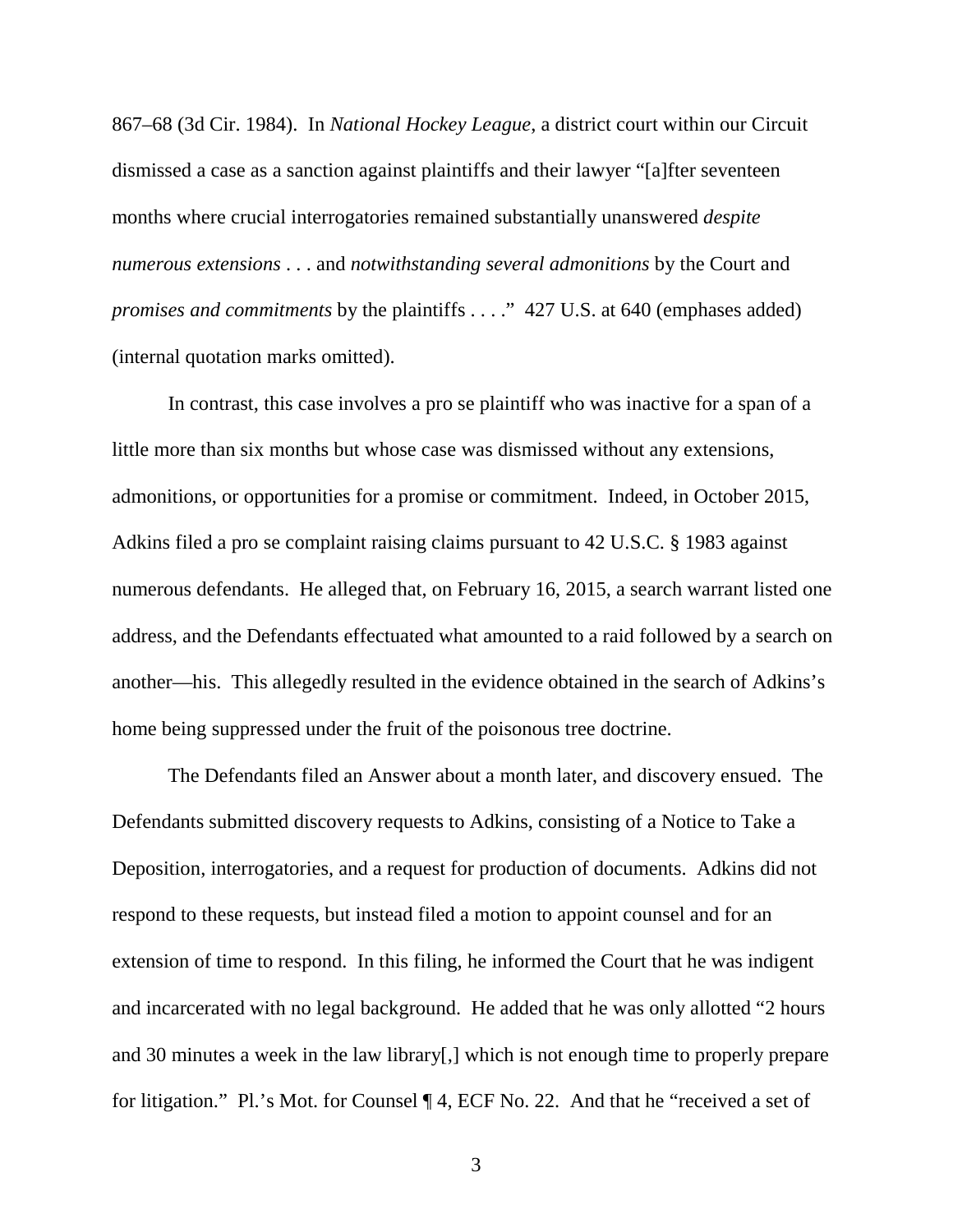867–68 (3d Cir. 1984). In *National Hockey League*, a district court within our Circuit dismissed a case as a sanction against plaintiffs and their lawyer "[a]fter seventeen months where crucial interrogatories remained substantially unanswered *despite numerous extensions* . . . and *notwithstanding several admonitions* by the Court and *promises and commitments* by the plaintiffs . . . ." 427 U.S. at 640 (emphases added) (internal quotation marks omitted).

In contrast, this case involves a pro se plaintiff who was inactive for a span of a little more than six months but whose case was dismissed without any extensions, admonitions, or opportunities for a promise or commitment. Indeed, in October 2015, Adkins filed a pro se complaint raising claims pursuant to 42 U.S.C. § 1983 against numerous defendants. He alleged that, on February 16, 2015, a search warrant listed one address, and the Defendants effectuated what amounted to a raid followed by a search on another—his. This allegedly resulted in the evidence obtained in the search of Adkins's home being suppressed under the fruit of the poisonous tree doctrine.

The Defendants filed an Answer about a month later, and discovery ensued. The Defendants submitted discovery requests to Adkins, consisting of a Notice to Take a Deposition, interrogatories, and a request for production of documents. Adkins did not respond to these requests, but instead filed a motion to appoint counsel and for an extension of time to respond. In this filing, he informed the Court that he was indigent and incarcerated with no legal background. He added that he was only allotted "2 hours and 30 minutes a week in the law library[,] which is not enough time to properly prepare for litigation." Pl.'s Mot. for Counsel ¶ 4, ECF No. 22. And that he "received a set of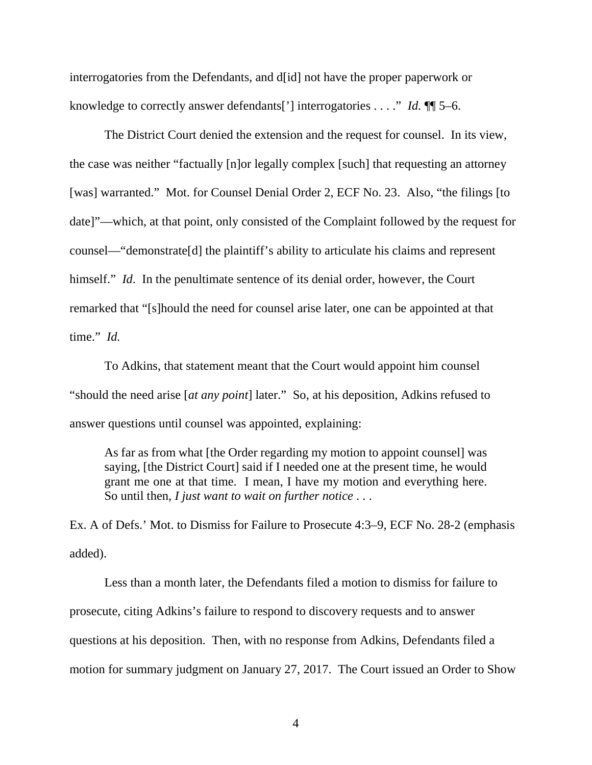interrogatories from the Defendants, and d[id] not have the proper paperwork or knowledge to correctly answer defendants['] interrogatories . . . ." *Id.* ¶¶ 5–6.

The District Court denied the extension and the request for counsel. In its view, the case was neither "factually [n]or legally complex [such] that requesting an attorney [was] warranted." Mot. for Counsel Denial Order 2, ECF No. 23. Also, "the filings [to date]"—which, at that point, only consisted of the Complaint followed by the request for counsel—"demonstrate[d] the plaintiff's ability to articulate his claims and represent himself." *Id*. In the penultimate sentence of its denial order, however, the Court remarked that "[s]hould the need for counsel arise later, one can be appointed at that time." *Id.*

To Adkins, that statement meant that the Court would appoint him counsel "should the need arise [*at any point*] later." So, at his deposition, Adkins refused to answer questions until counsel was appointed, explaining:

> As far as from what [the Order regarding my motion to appoint counsel] was saying, [the District Court] said if I needed one at the present time, he would grant me one at that time. I mean, I have my motion and everything here. So until then, *I just want to wait on further notice* . . .

Ex. A of Defs.' Mot. to Dismiss for Failure to Prosecute 4:3–9, ECF No. 28-2 (emphasis added).

Less than a month later, the Defendants filed a motion to dismiss for failure to prosecute, citing Adkins's failure to respond to discovery requests and to answer questions at his deposition. Then, with no response from Adkins, Defendants filed a motion for summary judgment on January 27, 2017. The Court issued an Order to Show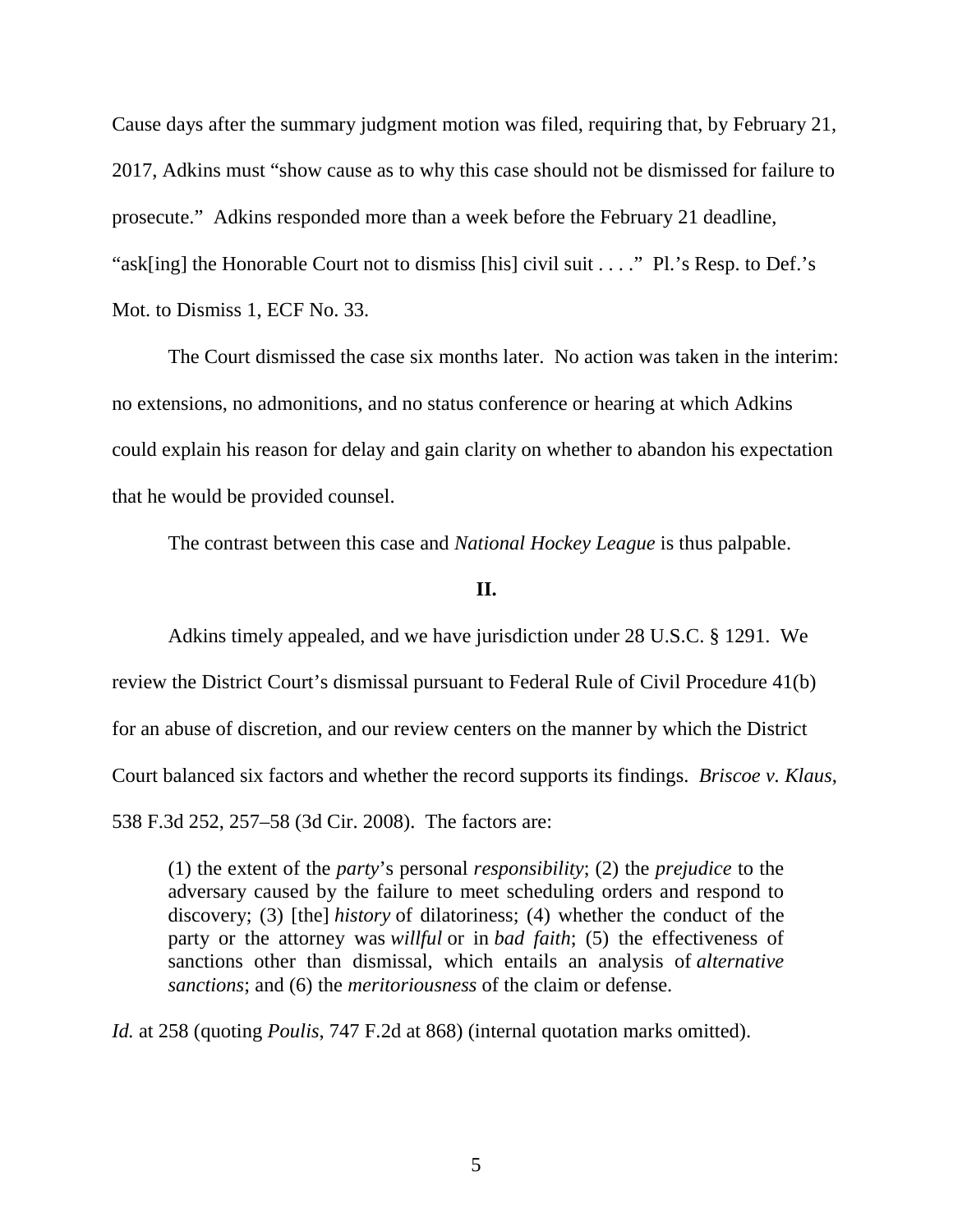Cause days after the summary judgment motion was filed, requiring that, by February 21, 2017, Adkins must "show cause as to why this case should not be dismissed for failure to prosecute." Adkins responded more than a week before the February 21 deadline, "ask[ing] the Honorable Court not to dismiss [his] civil suit . . . ." Pl.'s Resp. to Def.'s Mot. to Dismiss 1, ECF No. 33.

The Court dismissed the case six months later. No action was taken in the interim: no extensions, no admonitions, and no status conference or hearing at which Adkins could explain his reason for delay and gain clarity on whether to abandon his expectation that he would be provided counsel.

The contrast between this case and *National Hockey League* is thus palpable.

## II.

Adkins timely appealed, and we have jurisdiction under 28 U.S.C. § 1291. We review the District Court's dismissal pursuant to Federal Rule of Civil Procedure 41(b) for an abuse of discretion, and our review centers on the manner by which the District Court balanced six factors and whether the record supports its findings. *Briscoe v. Klaus*, 538 F.3d 252, 257–58 (3d Cir. 2008). The factors are:

> (1) the extent of the *party*'s personal *responsibility*; (2) the *prejudice* to the adversary caused by the failure to meet scheduling orders and respond to discovery; (3) [the] *history* of dilatoriness; (4) whether the conduct of the party or the attorney was *willful* or in *bad faith*; (5) the effectiveness of sanctions other than dismissal, which entails an analysis of *alternative sanctions*; and (6) the *meritoriousness* of the claim or defense.

*Id.* at 258 (quoting *Poulis*, 747 F.2d at 868) (internal quotation marks omitted).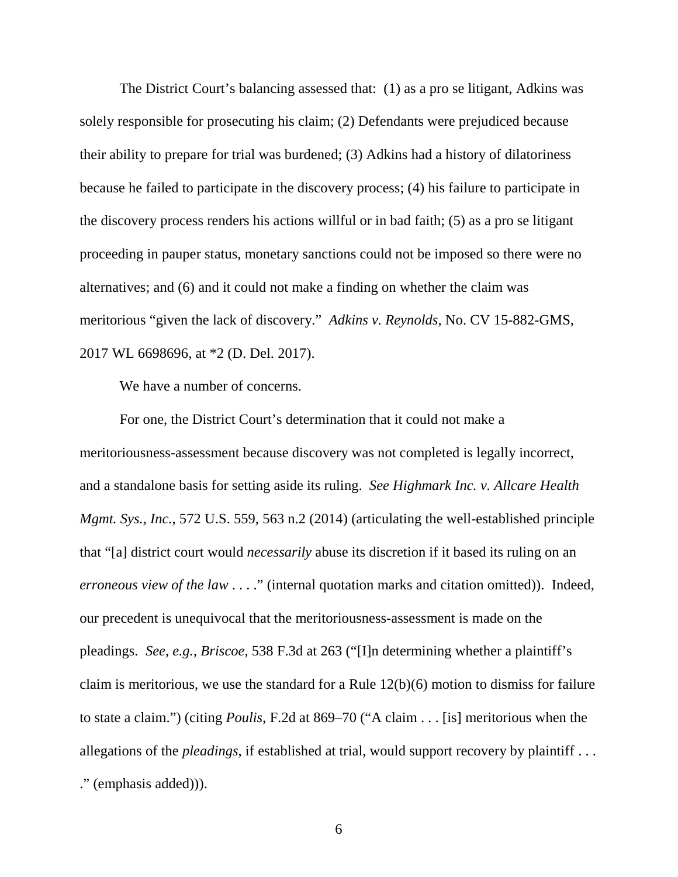The District Court's balancing assessed that: (1) as a pro se litigant, Adkins was solely responsible for prosecuting his claim; (2) Defendants were prejudiced because their ability to prepare for trial was burdened; (3) Adkins had a history of dilatoriness because he failed to participate in the discovery process; (4) his failure to participate in the discovery process renders his actions willful or in bad faith; (5) as a pro se litigant proceeding in pauper status, monetary sanctions could not be imposed so there were no alternatives; and (6) and it could not make a finding on whether the claim was meritorious "given the lack of discovery." *Adkins v. Reynolds*, No. CV 15-882-GMS, 2017 WL 6698696, at *2 (D. Del. 2017).

We have a number of concerns.

For one, the District Court's determination that it could not make a meritoriousness-assessment because discovery was not completed is legally incorrect, and a standalone basis for setting aside its ruling. *See Highmark Inc. v. Allcare Health Mgmt. Sys., Inc.*, 572 U.S. 559, 563 n.2 (2014) (articulating the well-established principle that "[a] district court would *necessarily* abuse its discretion if it based its ruling on an *erroneous view of the law* . . . ." (internal quotation marks and citation omitted)). Indeed, our precedent is unequivocal that the meritoriousness-assessment is made on the pleadings. *See, e.g.*, *Briscoe*, 538 F.3d at 263 ("[I]n determining whether a plaintiff's claim is meritorious, we use the standard for a Rule 12(b)(6) motion to dismiss for failure to state a claim.") (citing *Poulis*, F.2d at 869–70 ("A claim . . . [is] meritorious when the allegations of the *pleadings*, if established at trial, would support recovery by plaintiff . . . ." (emphasis added))).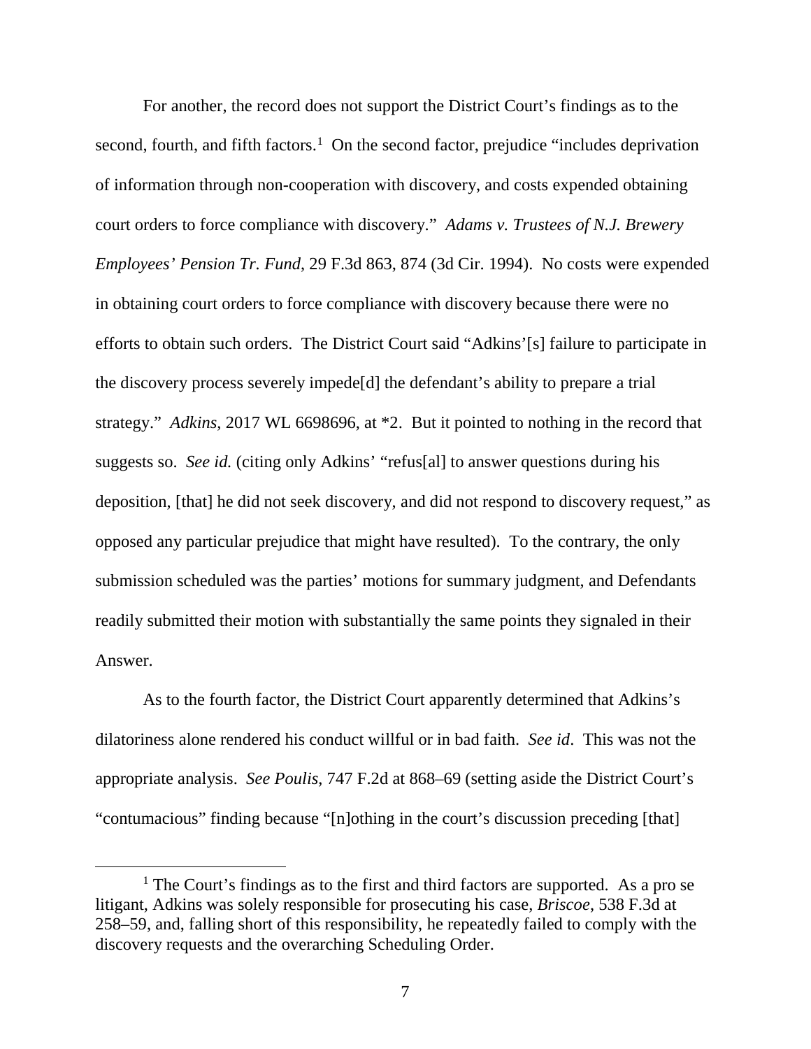For another, the record does not support the District Court's findings as to the second, fourth, and fifth factors.[1] On the second factor, prejudice "includes deprivation of information through non-cooperation with discovery, and costs expended obtaining court orders to force compliance with discovery." *Adams v. Trustees of N.J. Brewery Employees' Pension Tr. Fund*, 29 F.3d 863, 874 (3d Cir. 1994). No costs were expended in obtaining court orders to force compliance with discovery because there were no efforts to obtain such orders. The District Court said "Adkins'[s] failure to participate in the discovery process severely impede[d] the defendant's ability to prepare a trial strategy." *Adkins*, 2017 WL 6698696, at *2. But it pointed to nothing in the record that suggests so. *See id.* (citing only Adkins' "refus[al] to answer questions during his deposition, [that] he did not seek discovery, and did not respond to discovery request," as opposed any particular prejudice that might have resulted). To the contrary, the only submission scheduled was the parties' motions for summary judgment, and Defendants readily submitted their motion with substantially the same points they signaled in their Answer.

As to the fourth factor, the District Court apparently determined that Adkins's dilatoriness alone rendered his conduct willful or in bad faith. *See id*. This was not the appropriate analysis. *See Poulis*, 747 F.2d at 868–69 (setting aside the District Court's "contumacious" finding because "[n]othing in the court's discussion preceding [that]

[1] The Court's findings as to the first and third factors are supported. As a pro se litigant, Adkins was solely responsible for prosecuting his case, *Briscoe*, 538 F.3d at 258–59, and, falling short of this responsibility, he repeatedly failed to comply with the discovery requests and the overarching Scheduling Order.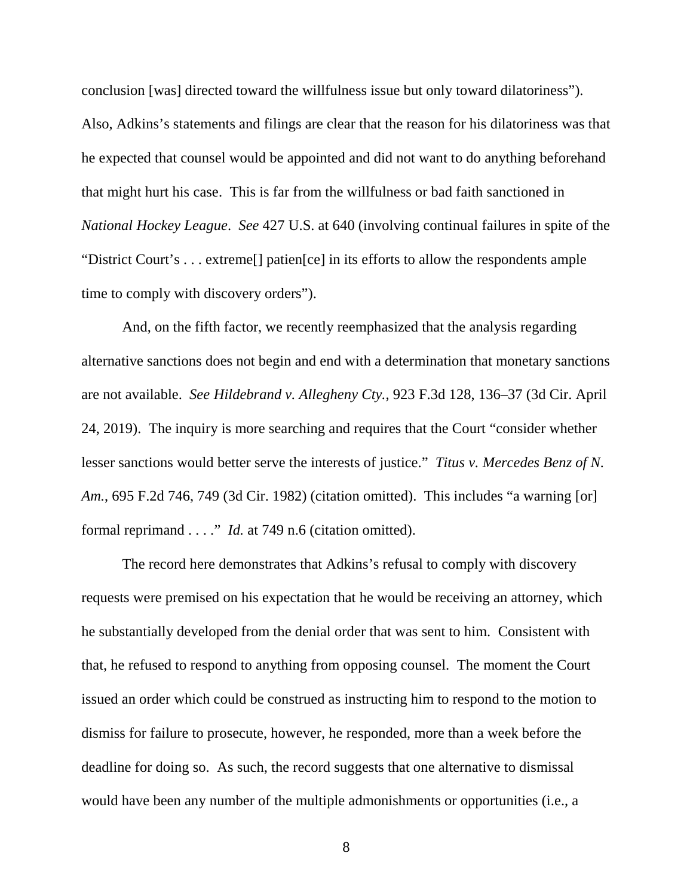conclusion [was] directed toward the willfulness issue but only toward dilatoriness"). Also, Adkins's statements and filings are clear that the reason for his dilatoriness was that he expected that counsel would be appointed and did not want to do anything beforehand that might hurt his case. This is far from the willfulness or bad faith sanctioned in *National Hockey League*. *See* 427 U.S. at 640 (involving continual failures in spite of the "District Court's . . . extreme[] patien[ce] in its efforts to allow the respondents ample time to comply with discovery orders").

And, on the fifth factor, we recently reemphasized that the analysis regarding alternative sanctions does not begin and end with a determination that monetary sanctions are not available. *See Hildebrand v. Allegheny Cty.*, 923 F.3d 128, 136–37 (3d Cir. April 24, 2019). The inquiry is more searching and requires that the Court "consider whether lesser sanctions would better serve the interests of justice." *Titus v. Mercedes Benz of N. Am.*, 695 F.2d 746, 749 (3d Cir. 1982) (citation omitted). This includes "a warning [or] formal reprimand . . . ." *Id.* at 749 n.6 (citation omitted).

The record here demonstrates that Adkins's refusal to comply with discovery requests were premised on his expectation that he would be receiving an attorney, which he substantially developed from the denial order that was sent to him. Consistent with that, he refused to respond to anything from opposing counsel. The moment the Court issued an order which could be construed as instructing him to respond to the motion to dismiss for failure to prosecute, however, he responded, more than a week before the deadline for doing so. As such, the record suggests that one alternative to dismissal would have been any number of the multiple admonishments or opportunities (i.e., a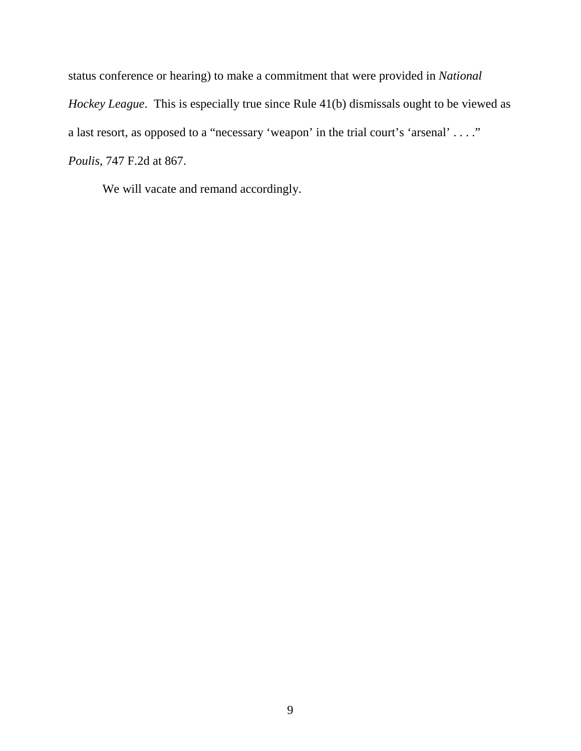status conference or hearing) to make a commitment that were provided in *National Hockey League*. This is especially true since Rule 41(b) dismissals ought to be viewed as a last resort, as opposed to a "necessary 'weapon' in the trial court's 'arsenal' . . . ." *Poulis*, 747 F.2d at 867.

We will vacate and remand accordingly.